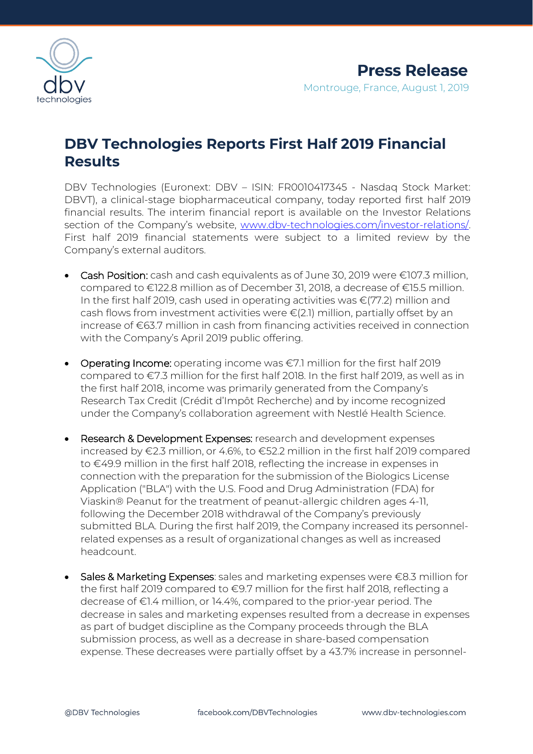Press Release

Montrouge, France, August 1, 2019

# DBV Technologies Reports First Half 2019 Financial Results

DBV Technologies (Euronext: DBV – ISIN: FR0010417345 - Nasdaq Stock Market: DBVT), a clinical-stage biopharmaceutical company, today reported first half 2019 financial results. The interim financial report is available on the Investor Relations section of the Company's website, www.dbv-technologies.com/investor-relations/. First half 2019 financial statements were subject to a limited review by the Company's external auditors.

- Cash Position: cash and cash equivalents as of June 30, 2019 were €107.3 million, compared to €122.8 million as of December 31, 2018, a decrease of €15.5 million. In the first half 2019, cash used in operating activities was €(77.2) million and cash flows from investment activities were €(2.1) million, partially offset by an increase of €63.7 million in cash from financing activities received in connection with the Company's April 2019 public offering.

- Operating Income: operating income was €7.1 million for the first half 2019 compared to €7.3 million for the first half 2018. In the first half 2019, as well as in the first half 2018, income was primarily generated from the Company's Research Tax Credit (Crédit d'Impôt Recherche) and by income recognized under the Company's collaboration agreement with Nestlé Health Science.

- Research & Development Expenses: research and development expenses increased by €2.3 million, or 4.6%, to €52.2 million in the first half 2019 compared to €49.9 million in the first half 2018, reflecting the increase in expenses in connection with the preparation for the submission of the Biologics License Application ("BLA") with the U.S. Food and Drug Administration (FDA) for Viaskin® Peanut for the treatment of peanut-allergic children ages 4-11, following the December 2018 withdrawal of the Company's previously submitted BLA. During the first half 2019, the Company increased its personnel-related expenses as a result of organizational changes as well as increased headcount.

- Sales & Marketing Expenses: sales and marketing expenses were €8.3 million for the first half 2019 compared to €9.7 million for the first half 2018, reflecting a decrease of €1.4 million, or 14.4%, compared to the prior-year period. The decrease in sales and marketing expenses resulted from a decrease in expenses as part of budget discipline as the Company proceeds through the BLA submission process, as well as a decrease in share-based compensation expense. These decreases were partially offset by a 43.7% increase in personnel-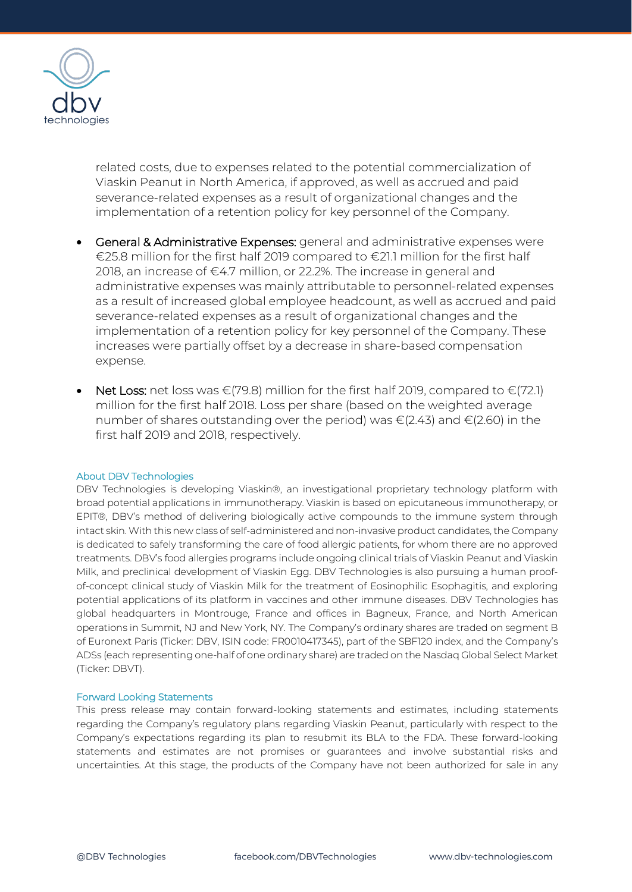related costs, due to expenses related to the potential commercialization of Viaskin Peanut in North America, if approved, as well as accrued and paid severance-related expenses as a result of organizational changes and the implementation of a retention policy for key personnel of the Company.

- **General & Administrative Expenses:** general and administrative expenses were €25.8 million for the first half 2019 compared to €21.1 million for the first half 2018, an increase of €4.7 million, or 22.2%. The increase in general and administrative expenses was mainly attributable to personnel-related expenses as a result of increased global employee headcount, as well as accrued and paid severance-related expenses as a result of organizational changes and the implementation of a retention policy for key personnel of the Company. These increases were partially offset by a decrease in share-based compensation expense.

- **Net Loss:** net loss was €(79.8) million for the first half 2019, compared to €(72.1) million for the first half 2018. Loss per share (based on the weighted average number of shares outstanding over the period) was €(2.43) and €(2.60) in the first half 2019 and 2018, respectively.

## About DBV Technologies

DBV Technologies is developing Viaskin®, an investigational proprietary technology platform with broad potential applications in immunotherapy. Viaskin is based on epicutaneous immunotherapy, or EPIT®, DBV's method of delivering biologically active compounds to the immune system through intact skin. With this new class of self-administered and non-invasive product candidates, the Company is dedicated to safely transforming the care of food allergic patients, for whom there are no approved treatments. DBV's food allergies programs include ongoing clinical trials of Viaskin Peanut and Viaskin Milk, and preclinical development of Viaskin Egg. DBV Technologies is also pursuing a human proof-of-concept clinical study of Viaskin Milk for the treatment of Eosinophilic Esophagitis, and exploring potential applications of its platform in vaccines and other immune diseases. DBV Technologies has global headquarters in Montrouge, France and offices in Bagneux, France, and North American operations in Summit, NJ and New York, NY. The Company's ordinary shares are traded on segment B of Euronext Paris (Ticker: DBV, ISIN code: FR0010417345), part of the SBF120 index, and the Company's ADSs (each representing one-half of one ordinary share) are traded on the Nasdaq Global Select Market (Ticker: DBVT).

## Forward Looking Statements

This press release may contain forward-looking statements and estimates, including statements regarding the Company's regulatory plans regarding Viaskin Peanut, particularly with respect to the Company's expectations regarding its plan to resubmit its BLA to the FDA. These forward-looking statements and estimates are not promises or guarantees and involve substantial risks and uncertainties. At this stage, the products of the Company have not been authorized for sale in any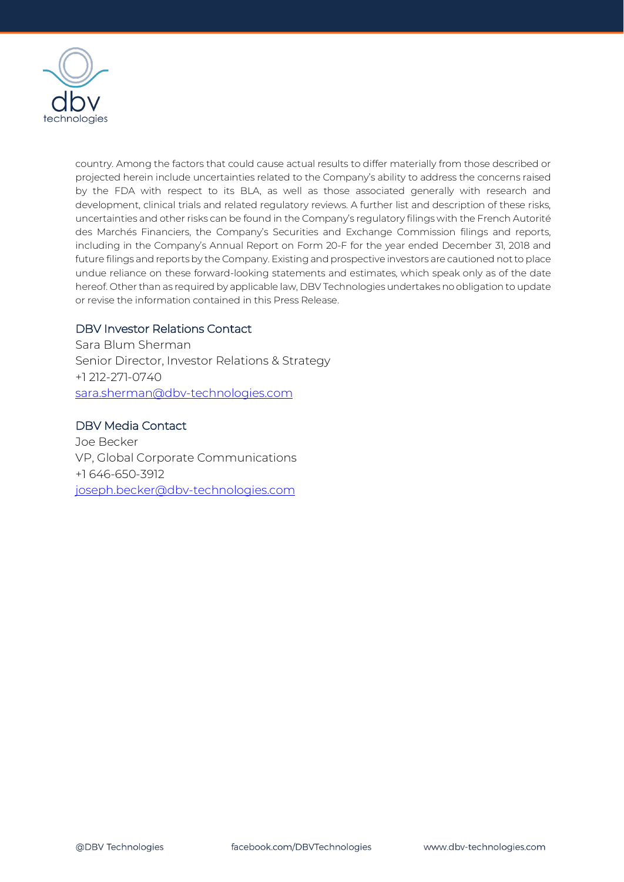country. Among the factors that could cause actual results to differ materially from those described or projected herein include uncertainties related to the Company's ability to address the concerns raised by the FDA with respect to its BLA, as well as those associated generally with research and development, clinical trials and related regulatory reviews. A further list and description of these risks, uncertainties and other risks can be found in the Company's regulatory filings with the French Autorité des Marchés Financiers, the Company's Securities and Exchange Commission filings and reports, including in the Company's Annual Report on Form 20-F for the year ended December 31, 2018 and future filings and reports by the Company. Existing and prospective investors are cautioned not to place undue reliance on these forward-looking statements and estimates, which speak only as of the date hereof. Other than as required by applicable law, DBV Technologies undertakes no obligation to update or revise the information contained in this Press Release.

### DBV Investor Relations Contact

Sara Blum Sherman
Senior Director, Investor Relations & Strategy
+1 212-271-0740
sara.sherman@dbv-technologies.com

### DBV Media Contact

Joe Becker
VP, Global Corporate Communications
+1 646-650-3912
joseph.becker@dbv-technologies.com